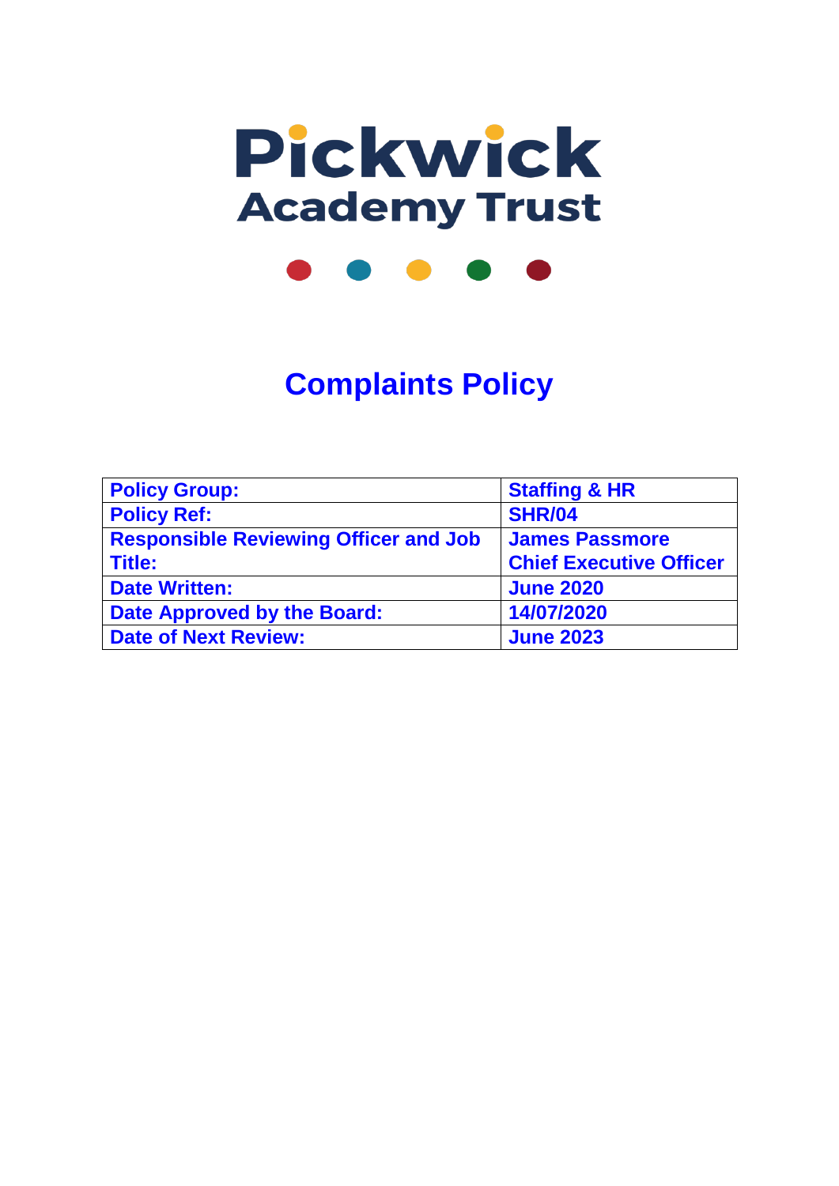# Pickwick Academy Trust

# Complaints Policy

| Policy Group: | Staffing & HR |
|---|---|
| Policy Ref: | SHR/04 |
| Responsible Reviewing Officer and Job Title: | James Passmore Chief Executive Officer |
| Date Written: | June 2020 |
| Date Approved by the Board: | 14/07/2020 |
| Date of Next Review: | June 2023 |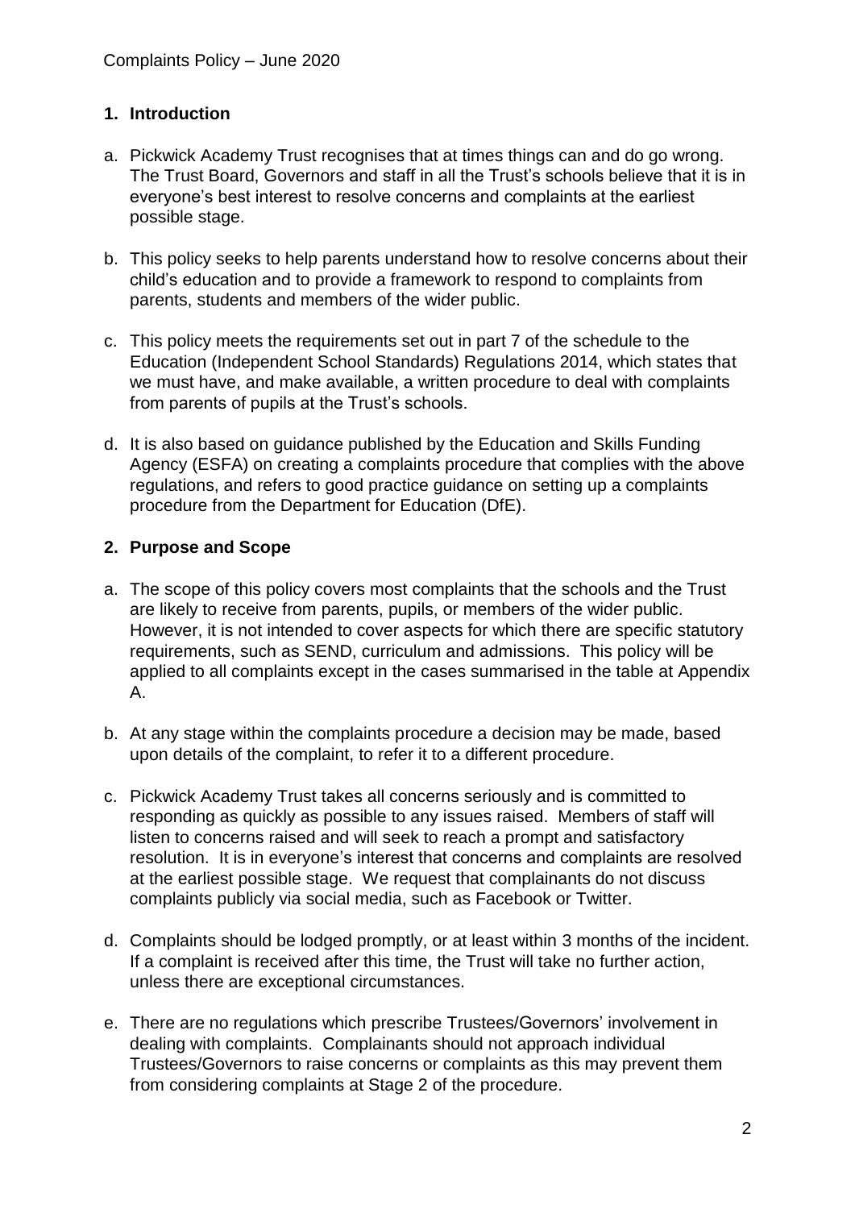## 1. Introduction

a. Pickwick Academy Trust recognises that at times things can and do go wrong. The Trust Board, Governors and staff in all the Trust's schools believe that it is in everyone's best interest to resolve concerns and complaints at the earliest possible stage.

b. This policy seeks to help parents understand how to resolve concerns about their child's education and to provide a framework to respond to complaints from parents, students and members of the wider public.

c. This policy meets the requirements set out in part 7 of the schedule to the Education (Independent School Standards) Regulations 2014, which states that we must have, and make available, a written procedure to deal with complaints from parents of pupils at the Trust's schools.

d. It is also based on guidance published by the Education and Skills Funding Agency (ESFA) on creating a complaints procedure that complies with the above regulations, and refers to good practice guidance on setting up a complaints procedure from the Department for Education (DfE).

## 2. Purpose and Scope

a. The scope of this policy covers most complaints that the schools and the Trust are likely to receive from parents, pupils, or members of the wider public. However, it is not intended to cover aspects for which there are specific statutory requirements, such as SEND, curriculum and admissions. This policy will be applied to all complaints except in the cases summarised in the table at Appendix A.

b. At any stage within the complaints procedure a decision may be made, based upon details of the complaint, to refer it to a different procedure.

c. Pickwick Academy Trust takes all concerns seriously and is committed to responding as quickly as possible to any issues raised. Members of staff will listen to concerns raised and will seek to reach a prompt and satisfactory resolution. It is in everyone's interest that concerns and complaints are resolved at the earliest possible stage. We request that complainants do not discuss complaints publicly via social media, such as Facebook or Twitter.

d. Complaints should be lodged promptly, or at least within 3 months of the incident. If a complaint is received after this time, the Trust will take no further action, unless there are exceptional circumstances.

e. There are no regulations which prescribe Trustees/Governors' involvement in dealing with complaints. Complainants should not approach individual Trustees/Governors to raise concerns or complaints as this may prevent them from considering complaints at Stage 2 of the procedure.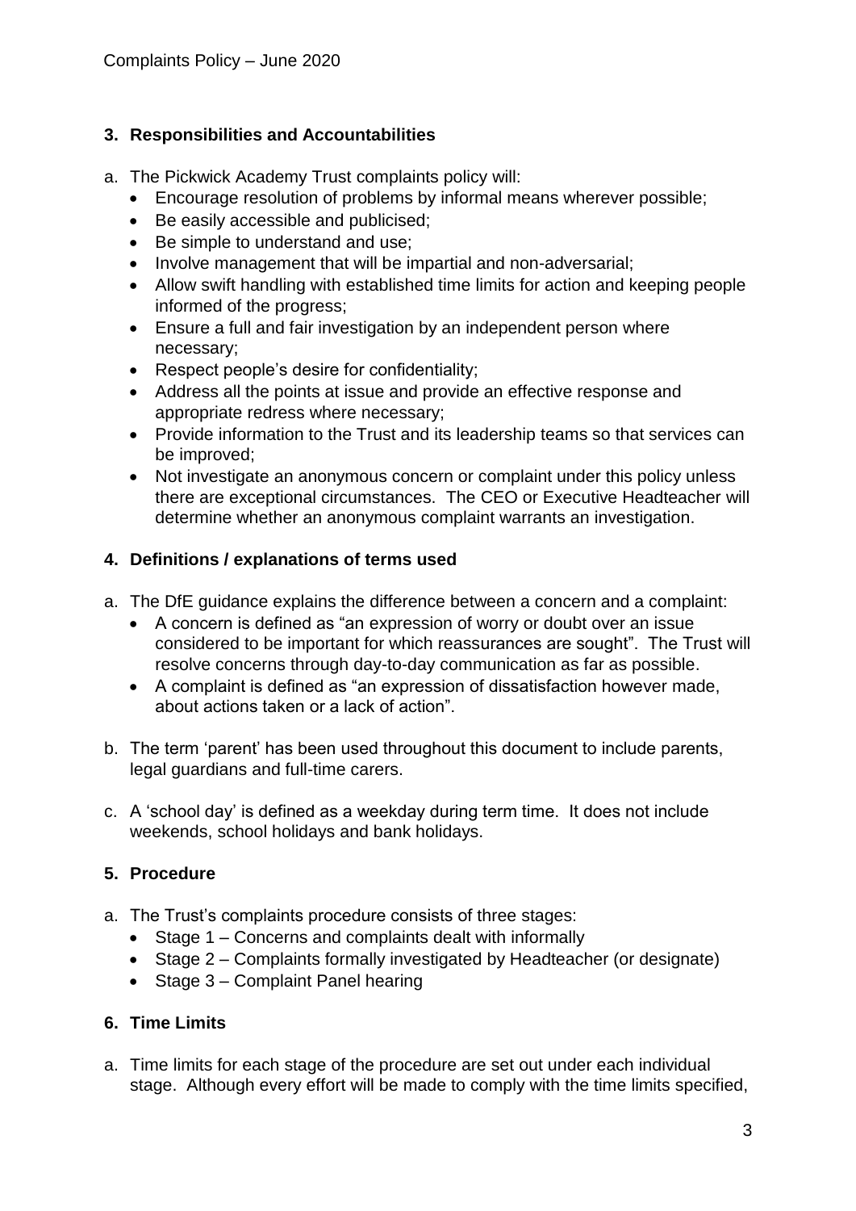## 3. Responsibilities and Accountabilities

a. The Pickwick Academy Trust complaints policy will:
   - Encourage resolution of problems by informal means wherever possible;
   - Be easily accessible and publicised;
   - Be simple to understand and use;
   - Involve management that will be impartial and non-adversarial;
   - Allow swift handling with established time limits for action and keeping people informed of the progress;
   - Ensure a full and fair investigation by an independent person where necessary;
   - Respect people's desire for confidentiality;
   - Address all the points at issue and provide an effective response and appropriate redress where necessary;
   - Provide information to the Trust and its leadership teams so that services can be improved;
   - Not investigate an anonymous concern or complaint under this policy unless there are exceptional circumstances. The CEO or Executive Headteacher will determine whether an anonymous complaint warrants an investigation.

## 4. Definitions / explanations of terms used

a. The DfE guidance explains the difference between a concern and a complaint:
   - A concern is defined as "an expression of worry or doubt over an issue considered to be important for which reassurances are sought". The Trust will resolve concerns through day-to-day communication as far as possible.
   - A complaint is defined as "an expression of dissatisfaction however made, about actions taken or a lack of action".

b. The term 'parent' has been used throughout this document to include parents, legal guardians and full-time carers.

c. A 'school day' is defined as a weekday during term time. It does not include weekends, school holidays and bank holidays.

## 5. Procedure

a. The Trust's complaints procedure consists of three stages:
   - Stage 1 – Concerns and complaints dealt with informally
   - Stage 2 – Complaints formally investigated by Headteacher (or designate)
   - Stage 3 – Complaint Panel hearing

## 6. Time Limits

a. Time limits for each stage of the procedure are set out under each individual stage. Although every effort will be made to comply with the time limits specified,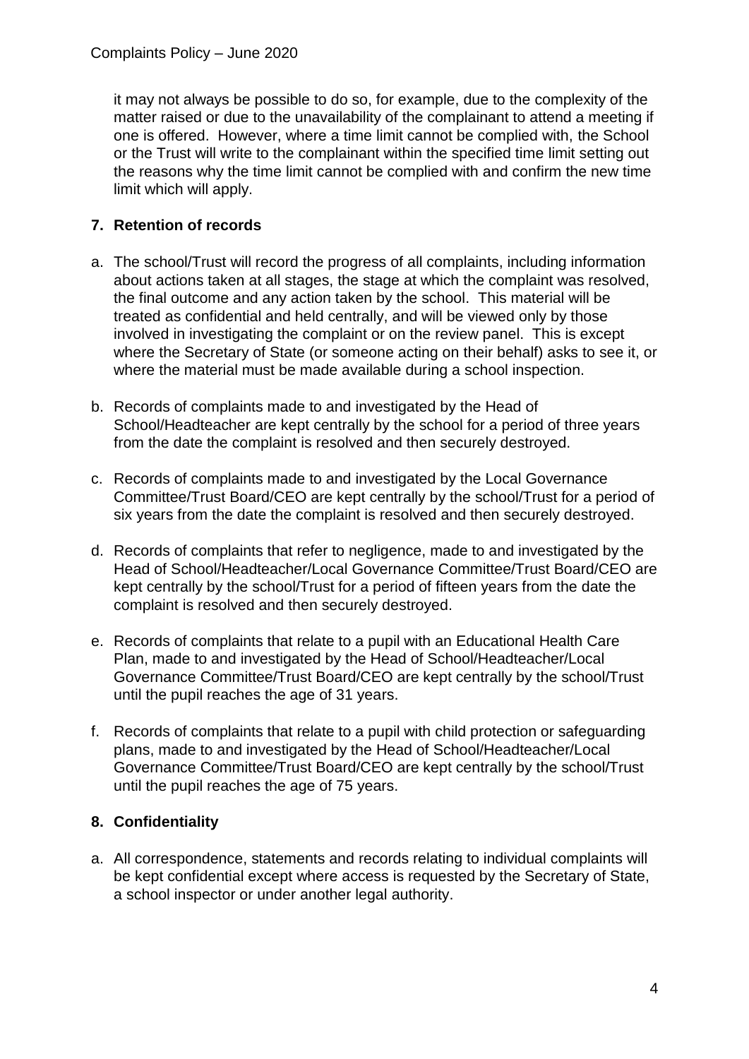it may not always be possible to do so, for example, due to the complexity of the matter raised or due to the unavailability of the complainant to attend a meeting if one is offered. However, where a time limit cannot be complied with, the School or the Trust will write to the complainant within the specified time limit setting out the reasons why the time limit cannot be complied with and confirm the new time limit which will apply.

## 7. Retention of records

a. The school/Trust will record the progress of all complaints, including information about actions taken at all stages, the stage at which the complaint was resolved, the final outcome and any action taken by the school. This material will be treated as confidential and held centrally, and will be viewed only by those involved in investigating the complaint or on the review panel. This is except where the Secretary of State (or someone acting on their behalf) asks to see it, or where the material must be made available during a school inspection.

b. Records of complaints made to and investigated by the Head of School/Headteacher are kept centrally by the school for a period of three years from the date the complaint is resolved and then securely destroyed.

c. Records of complaints made to and investigated by the Local Governance Committee/Trust Board/CEO are kept centrally by the school/Trust for a period of six years from the date the complaint is resolved and then securely destroyed.

d. Records of complaints that refer to negligence, made to and investigated by the Head of School/Headteacher/Local Governance Committee/Trust Board/CEO are kept centrally by the school/Trust for a period of fifteen years from the date the complaint is resolved and then securely destroyed.

e. Records of complaints that relate to a pupil with an Educational Health Care Plan, made to and investigated by the Head of School/Headteacher/Local Governance Committee/Trust Board/CEO are kept centrally by the school/Trust until the pupil reaches the age of 31 years.

f. Records of complaints that relate to a pupil with child protection or safeguarding plans, made to and investigated by the Head of School/Headteacher/Local Governance Committee/Trust Board/CEO are kept centrally by the school/Trust until the pupil reaches the age of 75 years.

## 8. Confidentiality

a. All correspondence, statements and records relating to individual complaints will be kept confidential except where access is requested by the Secretary of State, a school inspector or under another legal authority.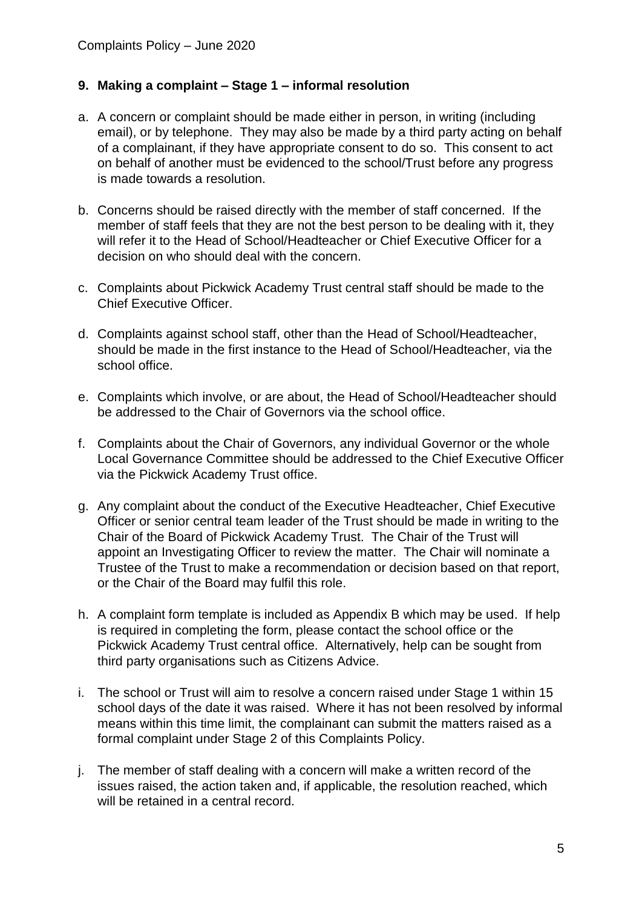## 9. Making a complaint – Stage 1 – informal resolution

a. A concern or complaint should be made either in person, in writing (including email), or by telephone. They may also be made by a third party acting on behalf of a complainant, if they have appropriate consent to do so. This consent to act on behalf of another must be evidenced to the school/Trust before any progress is made towards a resolution.

b. Concerns should be raised directly with the member of staff concerned. If the member of staff feels that they are not the best person to be dealing with it, they will refer it to the Head of School/Headteacher or Chief Executive Officer for a decision on who should deal with the concern.

c. Complaints about Pickwick Academy Trust central staff should be made to the Chief Executive Officer.

d. Complaints against school staff, other than the Head of School/Headteacher, should be made in the first instance to the Head of School/Headteacher, via the school office.

e. Complaints which involve, or are about, the Head of School/Headteacher should be addressed to the Chair of Governors via the school office.

f. Complaints about the Chair of Governors, any individual Governor or the whole Local Governance Committee should be addressed to the Chief Executive Officer via the Pickwick Academy Trust office.

g. Any complaint about the conduct of the Executive Headteacher, Chief Executive Officer or senior central team leader of the Trust should be made in writing to the Chair of the Board of Pickwick Academy Trust. The Chair of the Trust will appoint an Investigating Officer to review the matter. The Chair will nominate a Trustee of the Trust to make a recommendation or decision based on that report, or the Chair of the Board may fulfil this role.

h. A complaint form template is included as Appendix B which may be used. If help is required in completing the form, please contact the school office or the Pickwick Academy Trust central office. Alternatively, help can be sought from third party organisations such as Citizens Advice.

i. The school or Trust will aim to resolve a concern raised under Stage 1 within 15 school days of the date it was raised. Where it has not been resolved by informal means within this time limit, the complainant can submit the matters raised as a formal complaint under Stage 2 of this Complaints Policy.

j. The member of staff dealing with a concern will make a written record of the issues raised, the action taken and, if applicable, the resolution reached, which will be retained in a central record.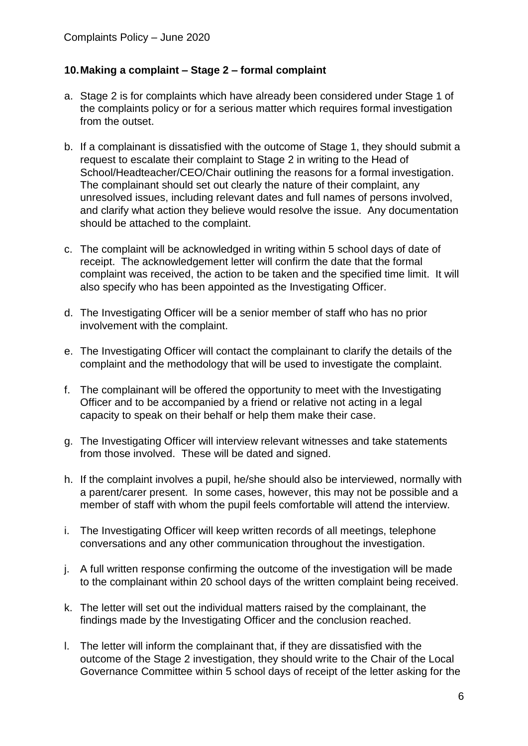## 10. Making a complaint – Stage 2 – formal complaint

a. Stage 2 is for complaints which have already been considered under Stage 1 of the complaints policy or for a serious matter which requires formal investigation from the outset.

b. If a complainant is dissatisfied with the outcome of Stage 1, they should submit a request to escalate their complaint to Stage 2 in writing to the Head of School/Headteacher/CEO/Chair outlining the reasons for a formal investigation. The complainant should set out clearly the nature of their complaint, any unresolved issues, including relevant dates and full names of persons involved, and clarify what action they believe would resolve the issue. Any documentation should be attached to the complaint.

c. The complaint will be acknowledged in writing within 5 school days of date of receipt. The acknowledgement letter will confirm the date that the formal complaint was received, the action to be taken and the specified time limit. It will also specify who has been appointed as the Investigating Officer.

d. The Investigating Officer will be a senior member of staff who has no prior involvement with the complaint.

e. The Investigating Officer will contact the complainant to clarify the details of the complaint and the methodology that will be used to investigate the complaint.

f. The complainant will be offered the opportunity to meet with the Investigating Officer and to be accompanied by a friend or relative not acting in a legal capacity to speak on their behalf or help them make their case.

g. The Investigating Officer will interview relevant witnesses and take statements from those involved. These will be dated and signed.

h. If the complaint involves a pupil, he/she should also be interviewed, normally with a parent/carer present. In some cases, however, this may not be possible and a member of staff with whom the pupil feels comfortable will attend the interview.

i. The Investigating Officer will keep written records of all meetings, telephone conversations and any other communication throughout the investigation.

j. A full written response confirming the outcome of the investigation will be made to the complainant within 20 school days of the written complaint being received.

k. The letter will set out the individual matters raised by the complainant, the findings made by the Investigating Officer and the conclusion reached.

l. The letter will inform the complainant that, if they are dissatisfied with the outcome of the Stage 2 investigation, they should write to the Chair of the Local Governance Committee within 5 school days of receipt of the letter asking for the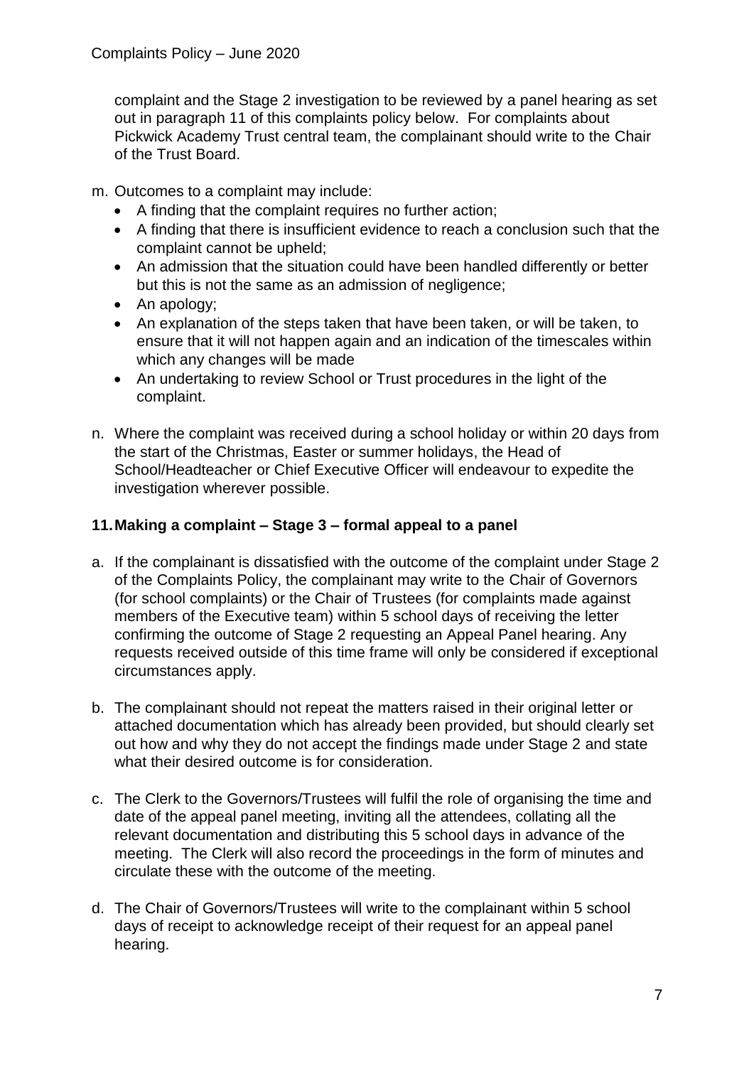complaint and the Stage 2 investigation to be reviewed by a panel hearing as set out in paragraph 11 of this complaints policy below. For complaints about Pickwick Academy Trust central team, the complainant should write to the Chair of the Trust Board.

m. Outcomes to a complaint may include:
   - A finding that the complaint requires no further action;
   - A finding that there is insufficient evidence to reach a conclusion such that the complaint cannot be upheld;
   - An admission that the situation could have been handled differently or better but this is not the same as an admission of negligence;
   - An apology;
   - An explanation of the steps taken that have been taken, or will be taken, to ensure that it will not happen again and an indication of the timescales within which any changes will be made
   - An undertaking to review School or Trust procedures in the light of the complaint.

n. Where the complaint was received during a school holiday or within 20 days from the start of the Christmas, Easter or summer holidays, the Head of School/Headteacher or Chief Executive Officer will endeavour to expedite the investigation wherever possible.

## 11. Making a complaint – Stage 3 – formal appeal to a panel

a. If the complainant is dissatisfied with the outcome of the complaint under Stage 2 of the Complaints Policy, the complainant may write to the Chair of Governors (for school complaints) or the Chair of Trustees (for complaints made against members of the Executive team) within 5 school days of receiving the letter confirming the outcome of Stage 2 requesting an Appeal Panel hearing. Any requests received outside of this time frame will only be considered if exceptional circumstances apply.

b. The complainant should not repeat the matters raised in their original letter or attached documentation which has already been provided, but should clearly set out how and why they do not accept the findings made under Stage 2 and state what their desired outcome is for consideration.

c. The Clerk to the Governors/Trustees will fulfil the role of organising the time and date of the appeal panel meeting, inviting all the attendees, collating all the relevant documentation and distributing this 5 school days in advance of the meeting. The Clerk will also record the proceedings in the form of minutes and circulate these with the outcome of the meeting.

d. The Chair of Governors/Trustees will write to the complainant within 5 school days of receipt to acknowledge receipt of their request for an appeal panel hearing.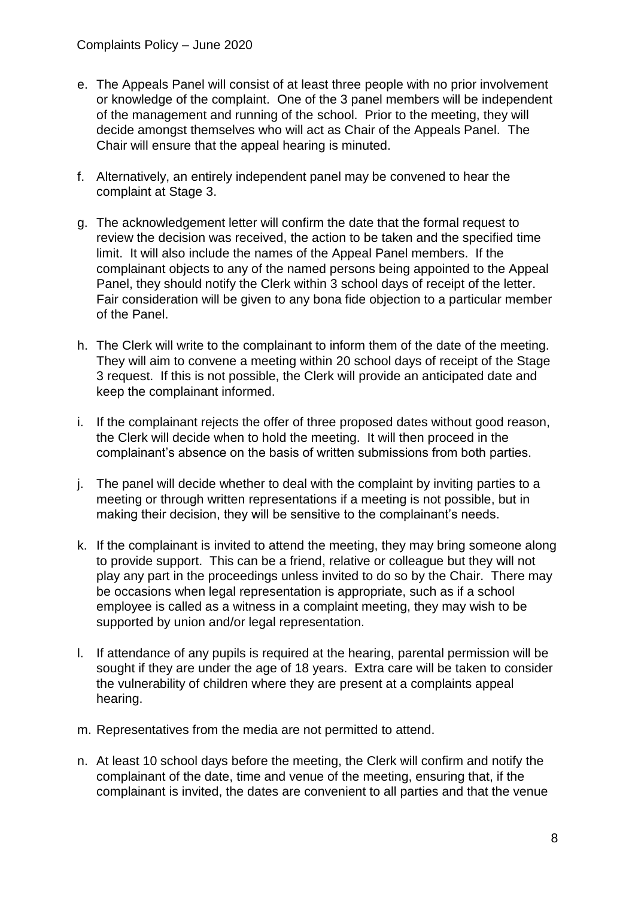e. The Appeals Panel will consist of at least three people with no prior involvement or knowledge of the complaint. One of the 3 panel members will be independent of the management and running of the school. Prior to the meeting, they will decide amongst themselves who will act as Chair of the Appeals Panel. The Chair will ensure that the appeal hearing is minuted.

f. Alternatively, an entirely independent panel may be convened to hear the complaint at Stage 3.

g. The acknowledgement letter will confirm the date that the formal request to review the decision was received, the action to be taken and the specified time limit. It will also include the names of the Appeal Panel members. If the complainant objects to any of the named persons being appointed to the Appeal Panel, they should notify the Clerk within 3 school days of receipt of the letter. Fair consideration will be given to any bona fide objection to a particular member of the Panel.

h. The Clerk will write to the complainant to inform them of the date of the meeting. They will aim to convene a meeting within 20 school days of receipt of the Stage 3 request. If this is not possible, the Clerk will provide an anticipated date and keep the complainant informed.

i. If the complainant rejects the offer of three proposed dates without good reason, the Clerk will decide when to hold the meeting. It will then proceed in the complainant's absence on the basis of written submissions from both parties.

j. The panel will decide whether to deal with the complaint by inviting parties to a meeting or through written representations if a meeting is not possible, but in making their decision, they will be sensitive to the complainant's needs.

k. If the complainant is invited to attend the meeting, they may bring someone along to provide support. This can be a friend, relative or colleague but they will not play any part in the proceedings unless invited to do so by the Chair. There may be occasions when legal representation is appropriate, such as if a school employee is called as a witness in a complaint meeting, they may wish to be supported by union and/or legal representation.

l. If attendance of any pupils is required at the hearing, parental permission will be sought if they are under the age of 18 years. Extra care will be taken to consider the vulnerability of children where they are present at a complaints appeal hearing.

m. Representatives from the media are not permitted to attend.

n. At least 10 school days before the meeting, the Clerk will confirm and notify the complainant of the date, time and venue of the meeting, ensuring that, if the complainant is invited, the dates are convenient to all parties and that the venue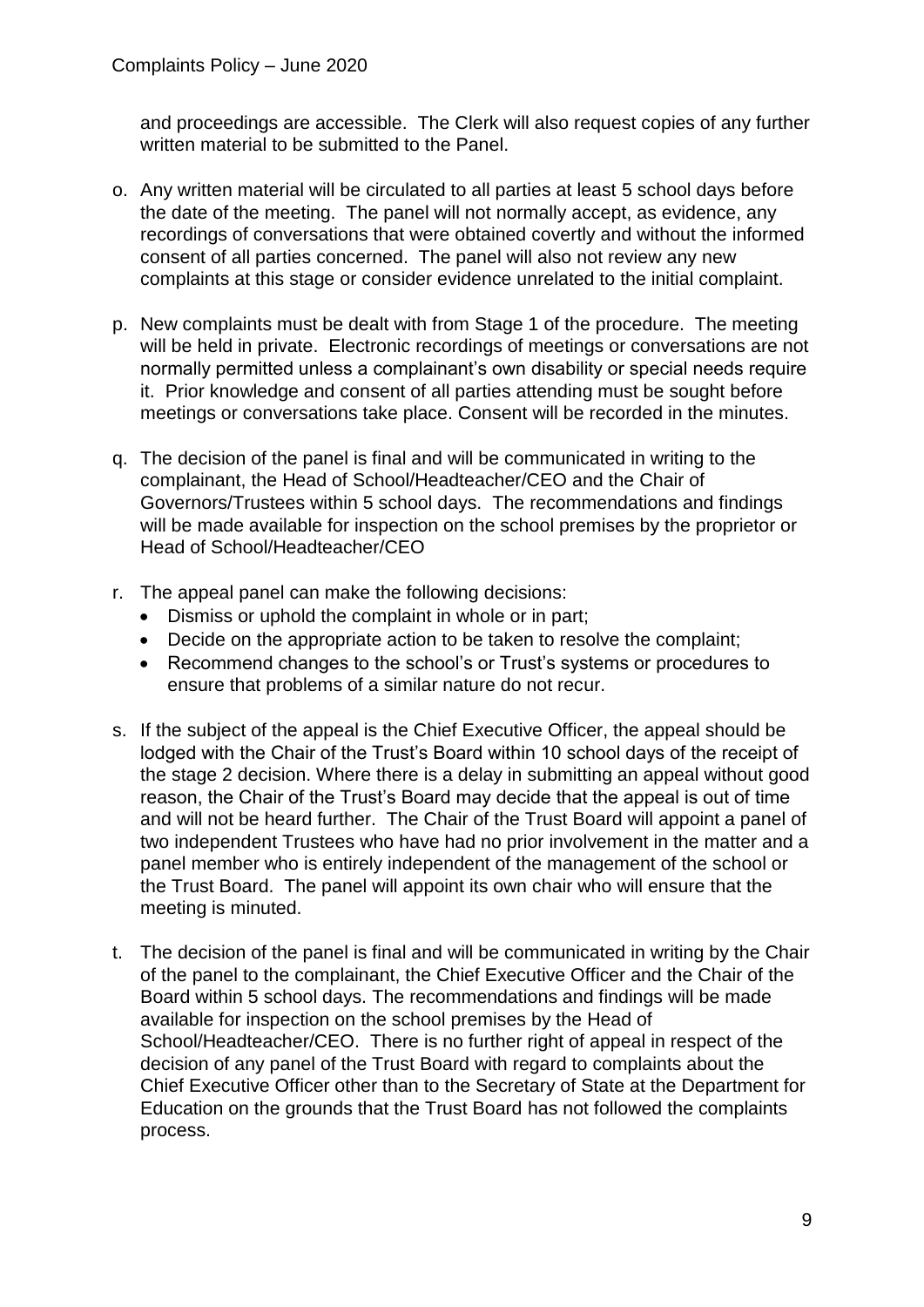and proceedings are accessible. The Clerk will also request copies of any further written material to be submitted to the Panel.

o. Any written material will be circulated to all parties at least 5 school days before the date of the meeting. The panel will not normally accept, as evidence, any recordings of conversations that were obtained covertly and without the informed consent of all parties concerned. The panel will also not review any new complaints at this stage or consider evidence unrelated to the initial complaint.

p. New complaints must be dealt with from Stage 1 of the procedure. The meeting will be held in private. Electronic recordings of meetings or conversations are not normally permitted unless a complainant's own disability or special needs require it. Prior knowledge and consent of all parties attending must be sought before meetings or conversations take place. Consent will be recorded in the minutes.

q. The decision of the panel is final and will be communicated in writing to the complainant, the Head of School/Headteacher/CEO and the Chair of Governors/Trustees within 5 school days. The recommendations and findings will be made available for inspection on the school premises by the proprietor or Head of School/Headteacher/CEO

r. The appeal panel can make the following decisions:
   - Dismiss or uphold the complaint in whole or in part;
   - Decide on the appropriate action to be taken to resolve the complaint;
   - Recommend changes to the school's or Trust's systems or procedures to ensure that problems of a similar nature do not recur.

s. If the subject of the appeal is the Chief Executive Officer, the appeal should be lodged with the Chair of the Trust's Board within 10 school days of the receipt of the stage 2 decision. Where there is a delay in submitting an appeal without good reason, the Chair of the Trust's Board may decide that the appeal is out of time and will not be heard further. The Chair of the Trust Board will appoint a panel of two independent Trustees who have had no prior involvement in the matter and a panel member who is entirely independent of the management of the school or the Trust Board. The panel will appoint its own chair who will ensure that the meeting is minuted.

t. The decision of the panel is final and will be communicated in writing by the Chair of the panel to the complainant, the Chief Executive Officer and the Chair of the Board within 5 school days. The recommendations and findings will be made available for inspection on the school premises by the Head of School/Headteacher/CEO. There is no further right of appeal in respect of the decision of any panel of the Trust Board with regard to complaints about the Chief Executive Officer other than to the Secretary of State at the Department for Education on the grounds that the Trust Board has not followed the complaints process.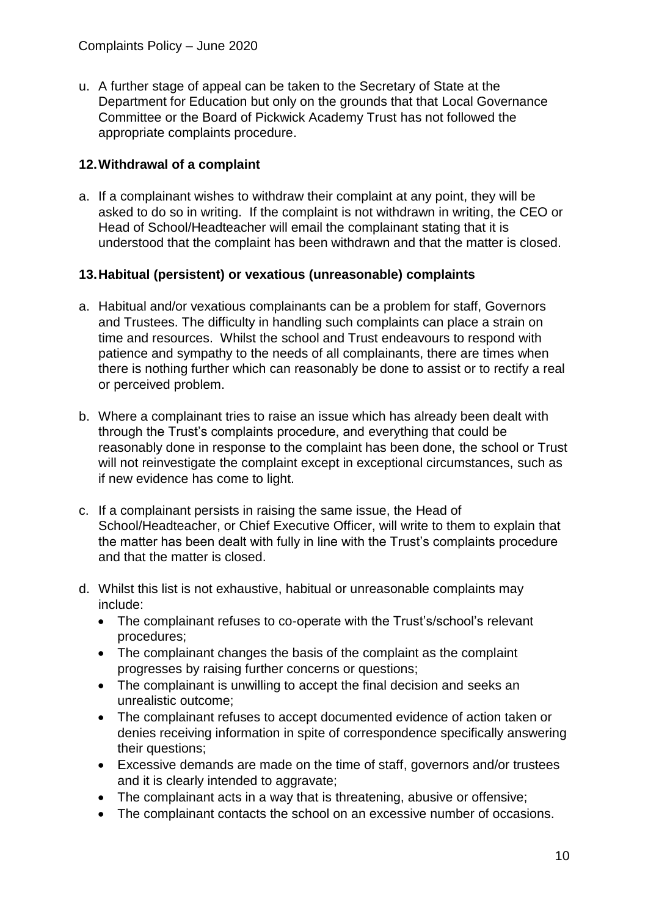u. A further stage of appeal can be taken to the Secretary of State at the Department for Education but only on the grounds that that Local Governance Committee or the Board of Pickwick Academy Trust has not followed the appropriate complaints procedure.

## 12. Withdrawal of a complaint

a. If a complainant wishes to withdraw their complaint at any point, they will be asked to do so in writing. If the complaint is not withdrawn in writing, the CEO or Head of School/Headteacher will email the complainant stating that it is understood that the complaint has been withdrawn and that the matter is closed.

## 13. Habitual (persistent) or vexatious (unreasonable) complaints

a. Habitual and/or vexatious complainants can be a problem for staff, Governors and Trustees. The difficulty in handling such complaints can place a strain on time and resources. Whilst the school and Trust endeavours to respond with patience and sympathy to the needs of all complainants, there are times when there is nothing further which can reasonably be done to assist or to rectify a real or perceived problem.

b. Where a complainant tries to raise an issue which has already been dealt with through the Trust's complaints procedure, and everything that could be reasonably done in response to the complaint has been done, the school or Trust will not reinvestigate the complaint except in exceptional circumstances, such as if new evidence has come to light.

c. If a complainant persists in raising the same issue, the Head of School/Headteacher, or Chief Executive Officer, will write to them to explain that the matter has been dealt with fully in line with the Trust's complaints procedure and that the matter is closed.

d. Whilst this list is not exhaustive, habitual or unreasonable complaints may include:
   - The complainant refuses to co-operate with the Trust's/school's relevant procedures;
   - The complainant changes the basis of the complaint as the complaint progresses by raising further concerns or questions;
   - The complainant is unwilling to accept the final decision and seeks an unrealistic outcome;
   - The complainant refuses to accept documented evidence of action taken or denies receiving information in spite of correspondence specifically answering their questions;
   - Excessive demands are made on the time of staff, governors and/or trustees and it is clearly intended to aggravate;
   - The complainant acts in a way that is threatening, abusive or offensive;
   - The complainant contacts the school on an excessive number of occasions.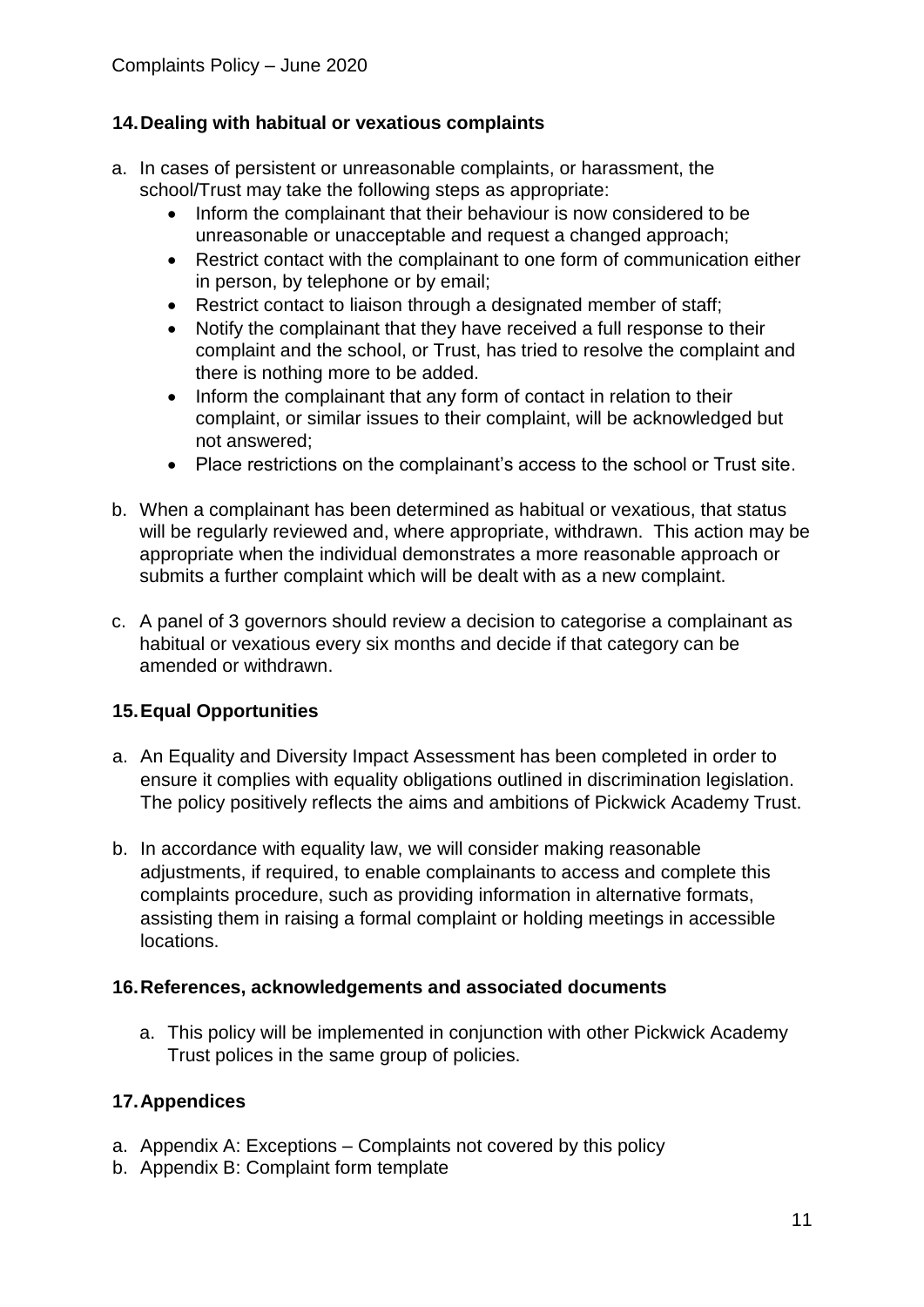## 14. Dealing with habitual or vexatious complaints

a. In cases of persistent or unreasonable complaints, or harassment, the school/Trust may take the following steps as appropriate:
   - Inform the complainant that their behaviour is now considered to be unreasonable or unacceptable and request a changed approach;
   - Restrict contact with the complainant to one form of communication either in person, by telephone or by email;
   - Restrict contact to liaison through a designated member of staff;
   - Notify the complainant that they have received a full response to their complaint and the school, or Trust, has tried to resolve the complaint and there is nothing more to be added.
   - Inform the complainant that any form of contact in relation to their complaint, or similar issues to their complaint, will be acknowledged but not answered;
   - Place restrictions on the complainant's access to the school or Trust site.

b. When a complainant has been determined as habitual or vexatious, that status will be regularly reviewed and, where appropriate, withdrawn. This action may be appropriate when the individual demonstrates a more reasonable approach or submits a further complaint which will be dealt with as a new complaint.

c. A panel of 3 governors should review a decision to categorise a complainant as habitual or vexatious every six months and decide if that category can be amended or withdrawn.

## 15. Equal Opportunities

a. An Equality and Diversity Impact Assessment has been completed in order to ensure it complies with equality obligations outlined in discrimination legislation. The policy positively reflects the aims and ambitions of Pickwick Academy Trust.

b. In accordance with equality law, we will consider making reasonable adjustments, if required, to enable complainants to access and complete this complaints procedure, such as providing information in alternative formats, assisting them in raising a formal complaint or holding meetings in accessible locations.

## 16. References, acknowledgements and associated documents

a. This policy will be implemented in conjunction with other Pickwick Academy Trust polices in the same group of policies.

## 17. Appendices

a. Appendix A: Exceptions – Complaints not covered by this policy
b. Appendix B: Complaint form template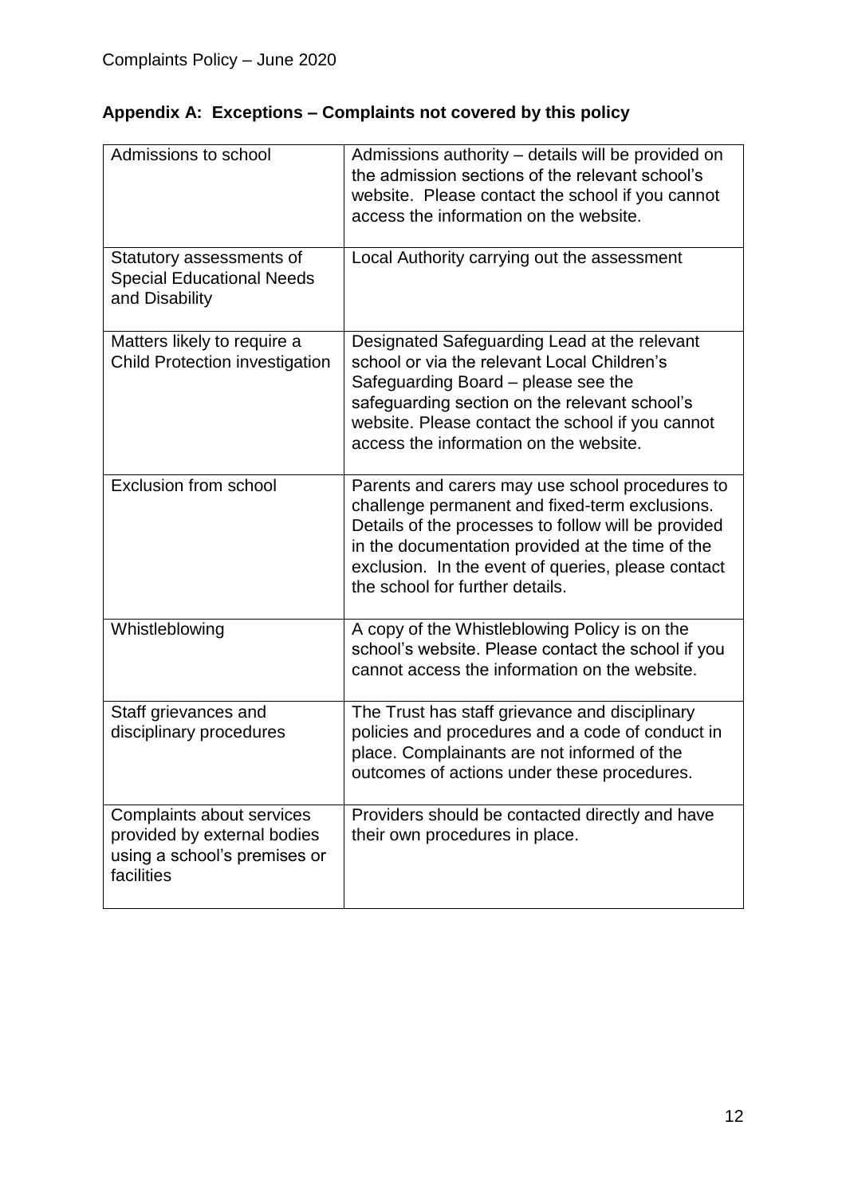## Appendix A: Exceptions – Complaints not covered by this policy

| | |
|---|---|
| Admissions to school | Admissions authority – details will be provided on the admission sections of the relevant school's website. Please contact the school if you cannot access the information on the website. |
| Statutory assessments of Special Educational Needs and Disability | Local Authority carrying out the assessment |
| Matters likely to require a Child Protection investigation | Designated Safeguarding Lead at the relevant school or via the relevant Local Children's Safeguarding Board – please see the safeguarding section on the relevant school's website. Please contact the school if you cannot access the information on the website. |
| Exclusion from school | Parents and carers may use school procedures to challenge permanent and fixed-term exclusions. Details of the processes to follow will be provided in the documentation provided at the time of the exclusion. In the event of queries, please contact the school for further details. |
| Whistleblowing | A copy of the Whistleblowing Policy is on the school's website. Please contact the school if you cannot access the information on the website. |
| Staff grievances and disciplinary procedures | The Trust has staff grievance and disciplinary policies and procedures and a code of conduct in place. Complainants are not informed of the outcomes of actions under these procedures. |
| Complaints about services provided by external bodies using a school's premises or facilities | Providers should be contacted directly and have their own procedures in place. |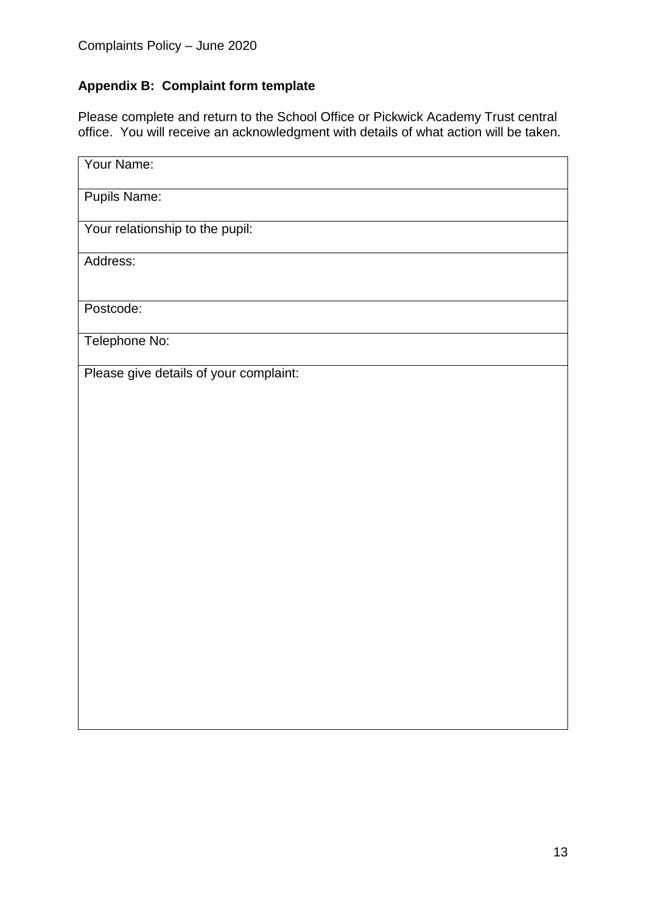## Appendix B: Complaint form template

Please complete and return to the School Office or Pickwick Academy Trust central office. You will receive an acknowledgment with details of what action will be taken.

| Your Name: |
|---|
| Pupils Name: |
| Your relationship to the pupil: |
| Address: |
| Postcode: |
| Telephone No: |
| Please give details of your complaint: |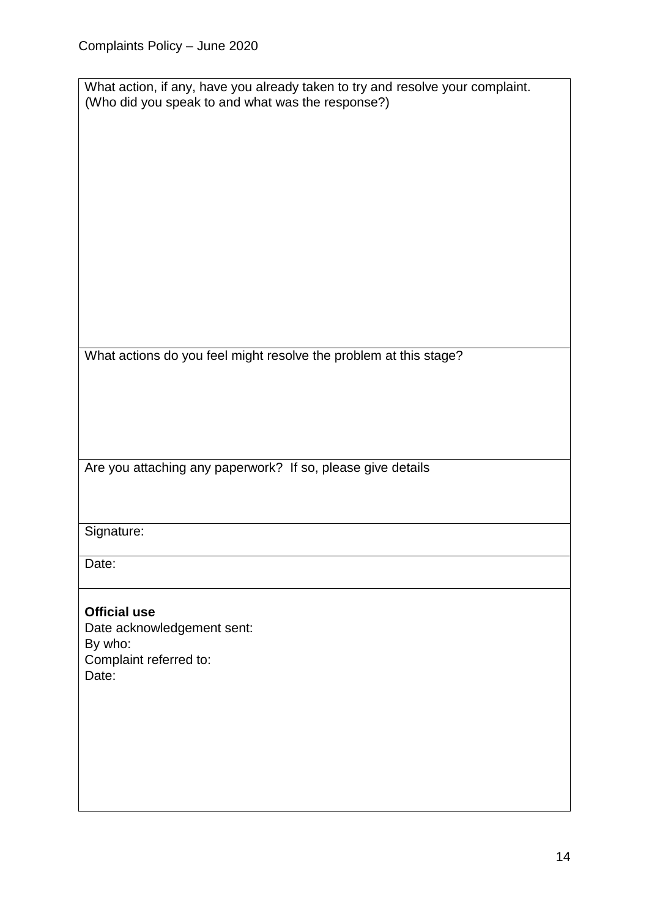What action, if any, have you already taken to try and resolve your complaint. (Who did you speak to and what was the response?)

What actions do you feel might resolve the problem at this stage?

Are you attaching any paperwork? If so, please give details

Signature:

Date:

**Official use**
Date acknowledgement sent:
By who:
Complaint referred to:
Date: